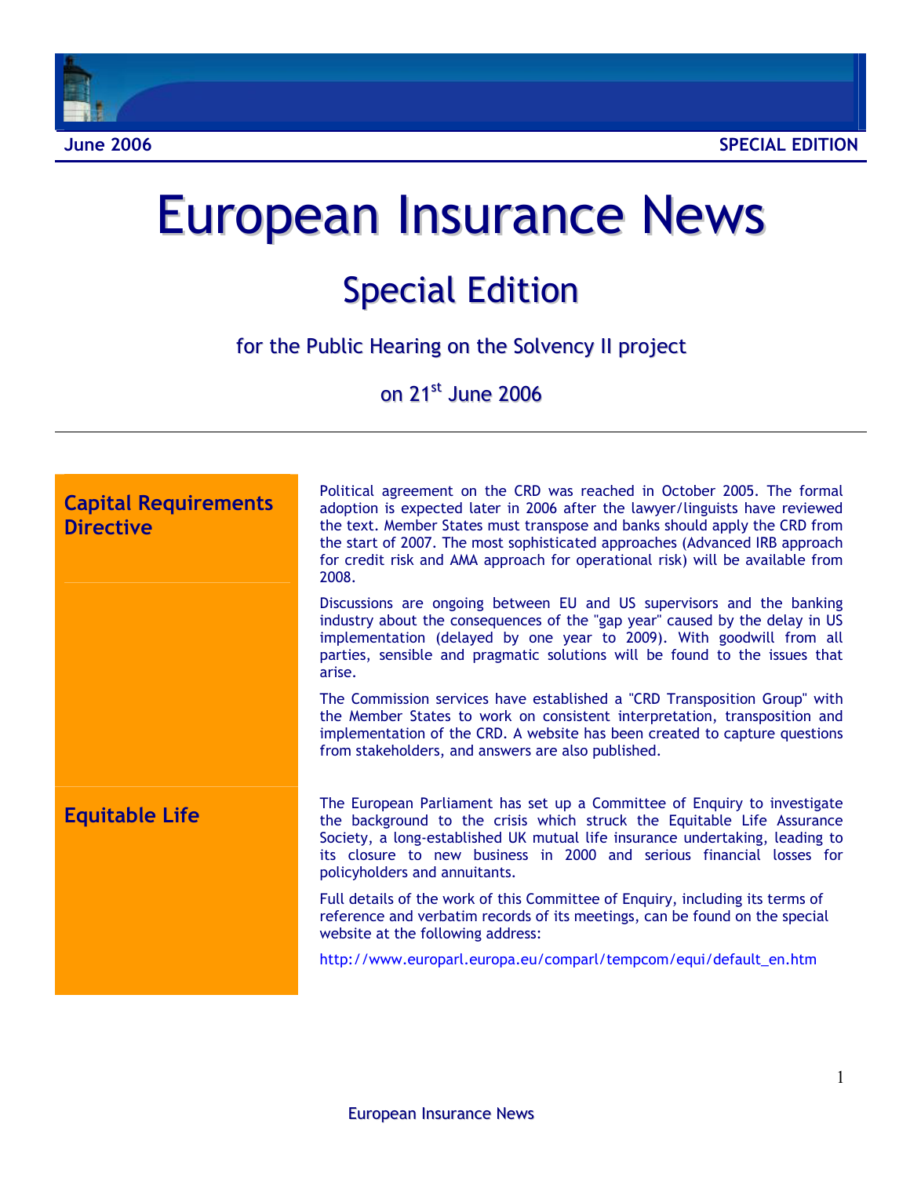June 2006 SPECIAL EDITION

# European Insurance News

## Special Edition

for the Public Hearing on the Solvency II project

on 21st June 2006

---

### Capital Requirements Directive

Political agreement on the CRD was reached in October 2005. The formal adoption is expected later in 2006 after the lawyer/linguists have reviewed the text. Member States must transpose and banks should apply the CRD from the start of 2007. The most sophisticated approaches (Advanced IRB approach for credit risk and AMA approach for operational risk) will be available from 2008.

Discussions are ongoing between EU and US supervisors and the banking industry about the consequences of the "gap year" caused by the delay in US implementation (delayed by one year to 2009). With goodwill from all parties, sensible and pragmatic solutions will be found to the issues that arise.

The Commission services have established a "CRD Transposition Group" with the Member States to work on consistent interpretation, transposition and implementation of the CRD. A website has been created to capture questions from stakeholders, and answers are also published.

### Equitable Life

The European Parliament has set up a Committee of Enquiry to investigate the background to the crisis which struck the Equitable Life Assurance Society, a long-established UK mutual life insurance undertaking, leading to its closure to new business in 2000 and serious financial losses for policyholders and annuitants.

Full details of the work of this Committee of Enquiry, including its terms of reference and verbatim records of its meetings, can be found on the special website at the following address:

http://www.europarl.europa.eu/comparl/tempcom/equi/default_en.htm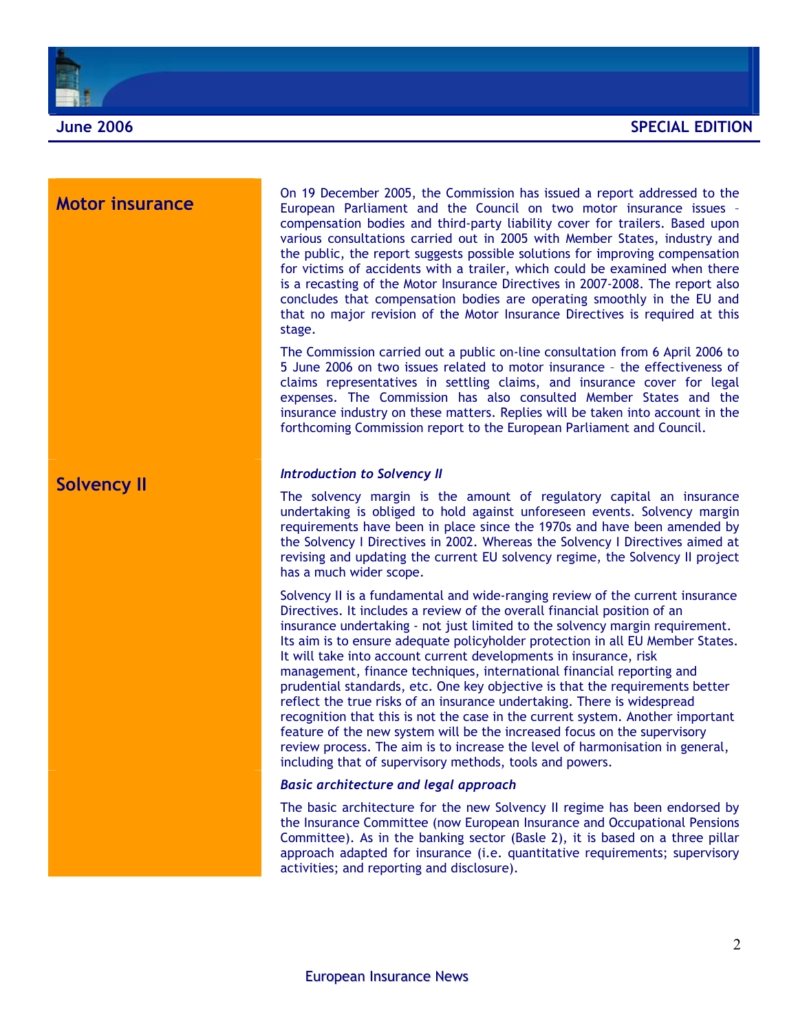## Motor insurance

On 19 December 2005, the Commission has issued a report addressed to the European Parliament and the Council on two motor insurance issues – compensation bodies and third-party liability cover for trailers. Based upon various consultations carried out in 2005 with Member States, industry and the public, the report suggests possible solutions for improving compensation for victims of accidents with a trailer, which could be examined when there is a recasting of the Motor Insurance Directives in 2007-2008. The report also concludes that compensation bodies are operating smoothly in the EU and that no major revision of the Motor Insurance Directives is required at this stage.

The Commission carried out a public on-line consultation from 6 April 2006 to 5 June 2006 on two issues related to motor insurance – the effectiveness of claims representatives in settling claims, and insurance cover for legal expenses. The Commission has also consulted Member States and the insurance industry on these matters. Replies will be taken into account in the forthcoming Commission report to the European Parliament and Council.

## Solvency II

***Introduction to Solvency II***

The solvency margin is the amount of regulatory capital an insurance undertaking is obliged to hold against unforeseen events. Solvency margin requirements have been in place since the 1970s and have been amended by the Solvency I Directives in 2002. Whereas the Solvency I Directives aimed at revising and updating the current EU solvency regime, the Solvency II project has a much wider scope.

Solvency II is a fundamental and wide-ranging review of the current insurance Directives. It includes a review of the overall financial position of an insurance undertaking - not just limited to the solvency margin requirement. Its aim is to ensure adequate policyholder protection in all EU Member States. It will take into account current developments in insurance, risk management, finance techniques, international financial reporting and prudential standards, etc. One key objective is that the requirements better reflect the true risks of an insurance undertaking. There is widespread recognition that this is not the case in the current system. Another important feature of the new system will be the increased focus on the supervisory review process. The aim is to increase the level of harmonisation in general, including that of supervisory methods, tools and powers.

***Basic architecture and legal approach***

The basic architecture for the new Solvency II regime has been endorsed by the Insurance Committee (now European Insurance and Occupational Pensions Committee). As in the banking sector (Basle 2), it is based on a three pillar approach adapted for insurance (i.e. quantitative requirements; supervisory activities; and reporting and disclosure).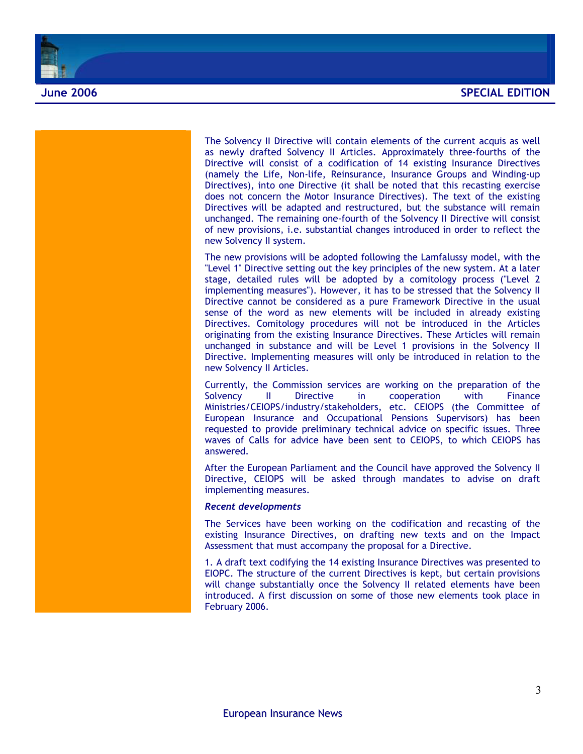The Solvency II Directive will contain elements of the current acquis as well as newly drafted Solvency II Articles. Approximately three-fourths of the Directive will consist of a codification of 14 existing Insurance Directives (namely the Life, Non-life, Reinsurance, Insurance Groups and Winding-up Directives), into one Directive (it shall be noted that this recasting exercise does not concern the Motor Insurance Directives). The text of the existing Directives will be adapted and restructured, but the substance will remain unchanged. The remaining one-fourth of the Solvency II Directive will consist of new provisions, i.e. substantial changes introduced in order to reflect the new Solvency II system.

The new provisions will be adopted following the Lamfalussy model, with the "Level 1" Directive setting out the key principles of the new system. At a later stage, detailed rules will be adopted by a comitology process ("Level 2 implementing measures"). However, it has to be stressed that the Solvency II Directive cannot be considered as a pure Framework Directive in the usual sense of the word as new elements will be included in already existing Directives. Comitology procedures will not be introduced in the Articles originating from the existing Insurance Directives. These Articles will remain unchanged in substance and will be Level 1 provisions in the Solvency II Directive. Implementing measures will only be introduced in relation to the new Solvency II Articles.

Currently, the Commission services are working on the preparation of the Solvency II Directive in cooperation with Finance Ministries/CEIOPS/industry/stakeholders, etc. CEIOPS (the Committee of European Insurance and Occupational Pensions Supervisors) has been requested to provide preliminary technical advice on specific issues. Three waves of Calls for advice have been sent to CEIOPS, to which CEIOPS has answered.

After the European Parliament and the Council have approved the Solvency II Directive, CEIOPS will be asked through mandates to advise on draft implementing measures.

***Recent developments***

The Services have been working on the codification and recasting of the existing Insurance Directives, on drafting new texts and on the Impact Assessment that must accompany the proposal for a Directive.

1. A draft text codifying the 14 existing Insurance Directives was presented to EIOPC. The structure of the current Directives is kept, but certain provisions will change substantially once the Solvency II related elements have been introduced. A first discussion on some of those new elements took place in February 2006.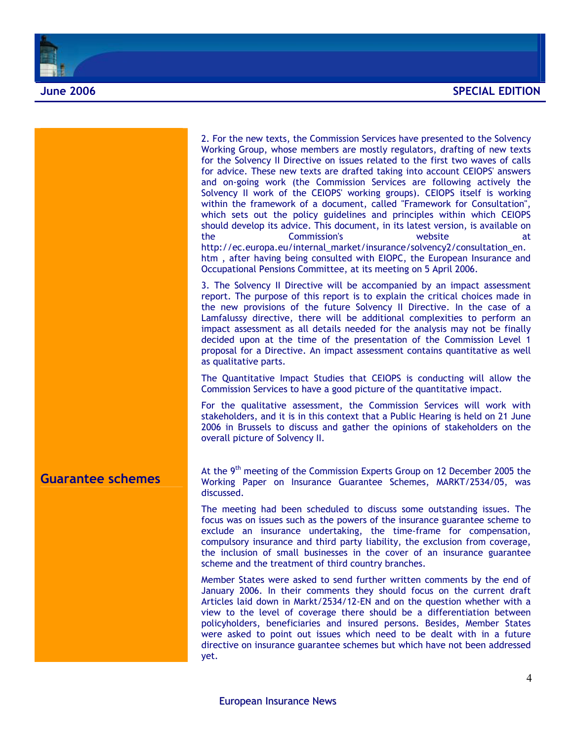2. For the new texts, the Commission Services have presented to the Solvency Working Group, whose members are mostly regulators, drafting of new texts for the Solvency II Directive on issues related to the first two waves of calls for advice. These new texts are drafted taking into account CEIOPS' answers and on-going work (the Commission Services are following actively the Solvency II work of the CEIOPS' working groups). CEIOPS itself is working within the framework of a document, called "Framework for Consultation", which sets out the policy guidelines and principles within which CEIOPS should develop its advice. This document, in its latest version, is available on the Commission's website at http://ec.europa.eu/internal_market/insurance/solvency2/consultation_en.htm , after having being consulted with EIOPC, the European Insurance and Occupational Pensions Committee, at its meeting on 5 April 2006.

3. The Solvency II Directive will be accompanied by an impact assessment report. The purpose of this report is to explain the critical choices made in the new provisions of the future Solvency II Directive. In the case of a Lamfalussy directive, there will be additional complexities to perform an impact assessment as all details needed for the analysis may not be finally decided upon at the time of the presentation of the Commission Level 1 proposal for a Directive. An impact assessment contains quantitative as well as qualitative parts.

The Quantitative Impact Studies that CEIOPS is conducting will allow the Commission Services to have a good picture of the quantitative impact.

For the qualitative assessment, the Commission Services will work with stakeholders, and it is in this context that a Public Hearing is held on 21 June 2006 in Brussels to discuss and gather the opinions of stakeholders on the overall picture of Solvency II.

## Guarantee schemes

At the 9th meeting of the Commission Experts Group on 12 December 2005 the Working Paper on Insurance Guarantee Schemes, MARKT/2534/05, was discussed.

The meeting had been scheduled to discuss some outstanding issues. The focus was on issues such as the powers of the insurance guarantee scheme to exclude an insurance undertaking, the time-frame for compensation, compulsory insurance and third party liability, the exclusion from coverage, the inclusion of small businesses in the cover of an insurance guarantee scheme and the treatment of third country branches.

Member States were asked to send further written comments by the end of January 2006. In their comments they should focus on the current draft Articles laid down in Markt/2534/12-EN and on the question whether with a view to the level of coverage there should be a differentiation between policyholders, beneficiaries and insured persons. Besides, Member States were asked to point out issues which need to be dealt with in a future directive on insurance guarantee schemes but which have not been addressed yet.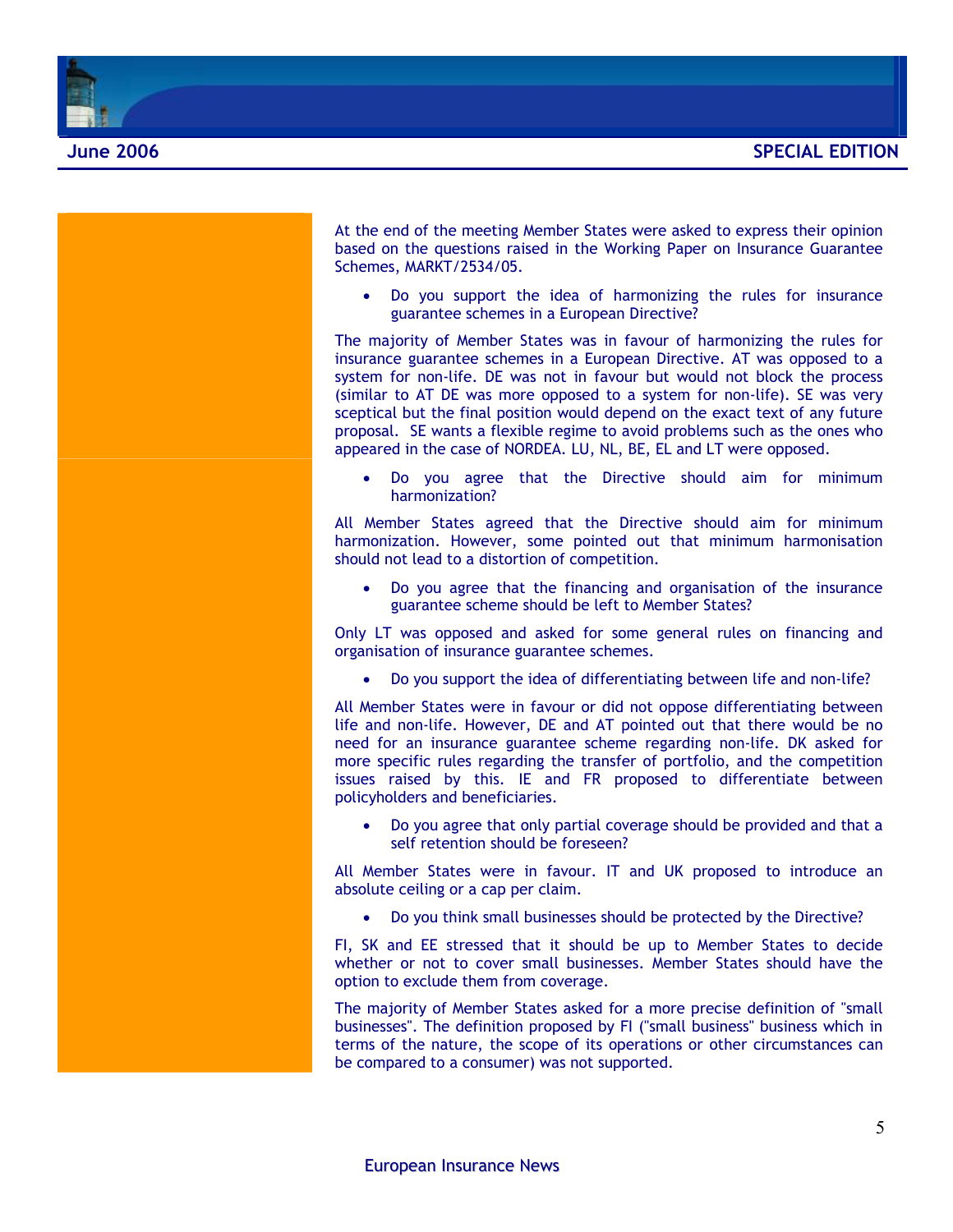At the end of the meeting Member States were asked to express their opinion based on the questions raised in the Working Paper on Insurance Guarantee Schemes, MARKT/2534/05.

- Do you support the idea of harmonizing the rules for insurance guarantee schemes in a European Directive?

The majority of Member States was in favour of harmonizing the rules for insurance guarantee schemes in a European Directive. AT was opposed to a system for non-life. DE was not in favour but would not block the process (similar to AT DE was more opposed to a system for non-life). SE was very sceptical but the final position would depend on the exact text of any future proposal. SE wants a flexible regime to avoid problems such as the ones who appeared in the case of NORDEA. LU, NL, BE, EL and LT were opposed.

- Do you agree that the Directive should aim for minimum harmonization?

All Member States agreed that the Directive should aim for minimum harmonization. However, some pointed out that minimum harmonisation should not lead to a distortion of competition.

- Do you agree that the financing and organisation of the insurance guarantee scheme should be left to Member States?

Only LT was opposed and asked for some general rules on financing and organisation of insurance guarantee schemes.

- Do you support the idea of differentiating between life and non-life?

All Member States were in favour or did not oppose differentiating between life and non-life. However, DE and AT pointed out that there would be no need for an insurance guarantee scheme regarding non-life. DK asked for more specific rules regarding the transfer of portfolio, and the competition issues raised by this. IE and FR proposed to differentiate between policyholders and beneficiaries.

- Do you agree that only partial coverage should be provided and that a self retention should be foreseen?

All Member States were in favour. IT and UK proposed to introduce an absolute ceiling or a cap per claim.

- Do you think small businesses should be protected by the Directive?

FI, SK and EE stressed that it should be up to Member States to decide whether or not to cover small businesses. Member States should have the option to exclude them from coverage.

The majority of Member States asked for a more precise definition of "small businesses". The definition proposed by FI ("small business" business which in terms of the nature, the scope of its operations or other circumstances can be compared to a consumer) was not supported.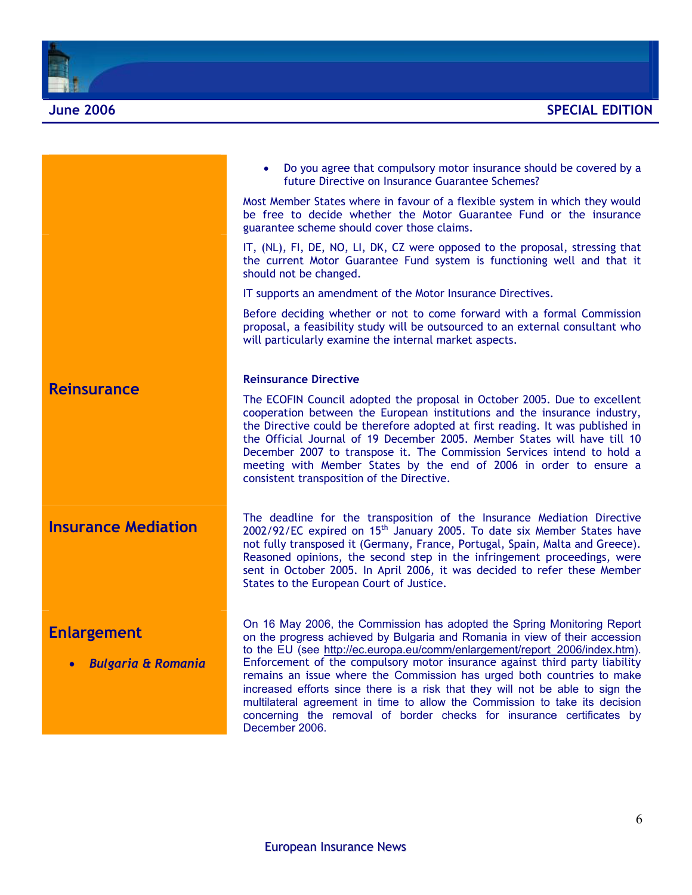- Do you agree that compulsory motor insurance should be covered by a future Directive on Insurance Guarantee Schemes?

Most Member States where in favour of a flexible system in which they would be free to decide whether the Motor Guarantee Fund or the insurance guarantee scheme should cover those claims.

IT, (NL), FI, DE, NO, LI, DK, CZ were opposed to the proposal, stressing that the current Motor Guarantee Fund system is functioning well and that it should not be changed.

IT supports an amendment of the Motor Insurance Directives.

Before deciding whether or not to come forward with a formal Commission proposal, a feasibility study will be outsourced to an external consultant who will particularly examine the internal market aspects.

## Reinsurance

**Reinsurance Directive**

The ECOFIN Council adopted the proposal in October 2005. Due to excellent cooperation between the European institutions and the insurance industry, the Directive could be therefore adopted at first reading. It was published in the Official Journal of 19 December 2005. Member States will have till 10 December 2007 to transpose it. The Commission Services intend to hold a meeting with Member States by the end of 2006 in order to ensure a consistent transposition of the Directive.

## Insurance Mediation

The deadline for the transposition of the Insurance Mediation Directive 2002/92/EC expired on 15th January 2005. To date six Member States have not fully transposed it (Germany, France, Portugal, Spain, Malta and Greece). Reasoned opinions, the second step in the infringement proceedings, were sent in October 2005. In April 2006, it was decided to refer these Member States to the European Court of Justice.

## Enlargement

- ***Bulgaria & Romania***

On 16 May 2006, the Commission has adopted the Spring Monitoring Report on the progress achieved by Bulgaria and Romania in view of their accession to the EU (see http://ec.europa.eu/comm/enlargement/report_2006/index.htm). Enforcement of the compulsory motor insurance against third party liability remains an issue where the Commission has urged both countries to make increased efforts since there is a risk that they will not be able to sign the multilateral agreement in time to allow the Commission to take its decision concerning the removal of border checks for insurance certificates by December 2006.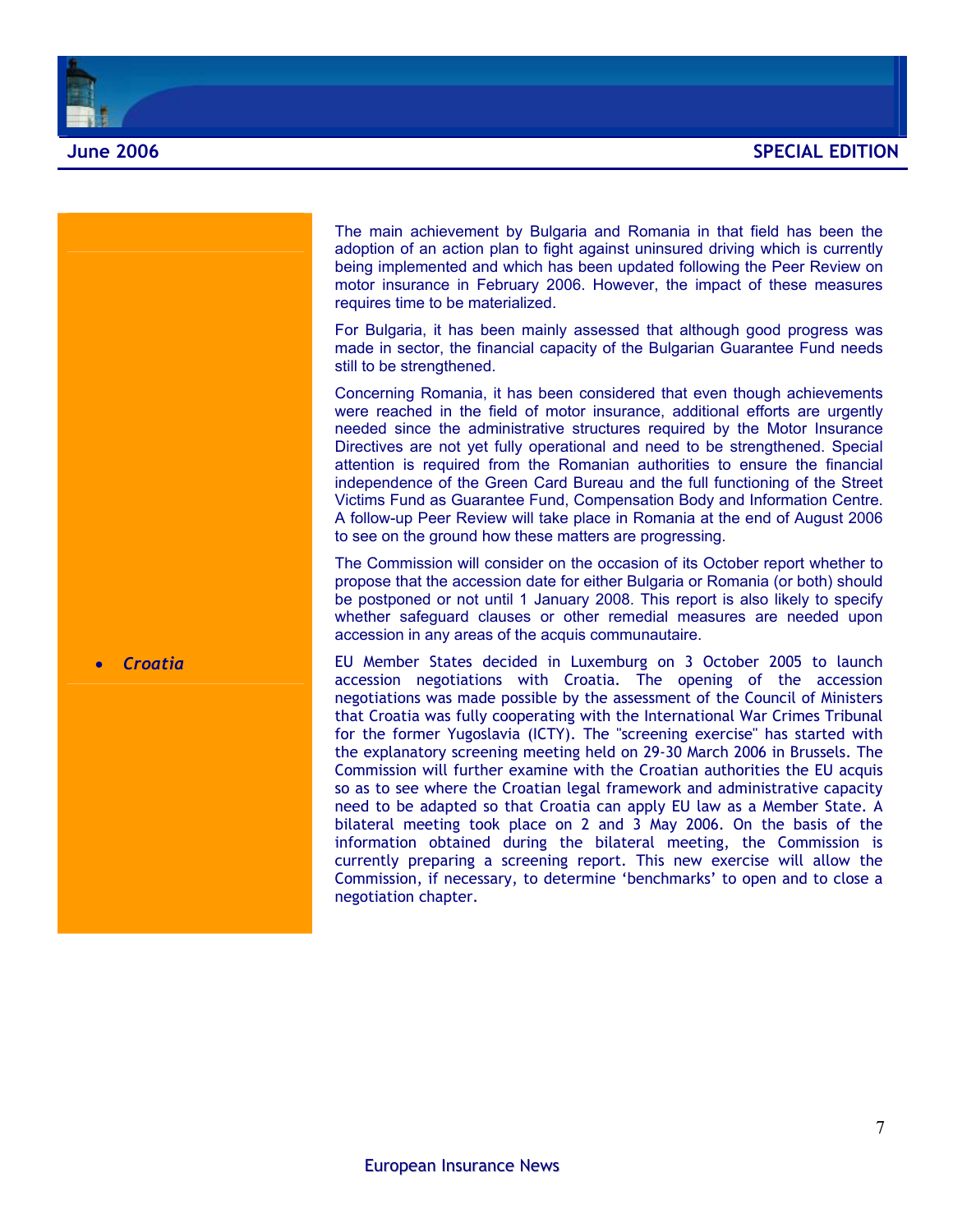The main achievement by Bulgaria and Romania in that field has been the adoption of an action plan to fight against uninsured driving which is currently being implemented and which has been updated following the Peer Review on motor insurance in February 2006. However, the impact of these measures requires time to be materialized.

For Bulgaria, it has been mainly assessed that although good progress was made in sector, the financial capacity of the Bulgarian Guarantee Fund needs still to be strengthened.

Concerning Romania, it has been considered that even though achievements were reached in the field of motor insurance, additional efforts are urgently needed since the administrative structures required by the Motor Insurance Directives are not yet fully operational and need to be strengthened. Special attention is required from the Romanian authorities to ensure the financial independence of the Green Card Bureau and the full functioning of the Street Victims Fund as Guarantee Fund, Compensation Body and Information Centre. A follow-up Peer Review will take place in Romania at the end of August 2006 to see on the ground how these matters are progressing.

The Commission will consider on the occasion of its October report whether to propose that the accession date for either Bulgaria or Romania (or both) should be postponed or not until 1 January 2008. This report is also likely to specify whether safeguard clauses or other remedial measures are needed upon accession in any areas of the acquis communautaire.

- ***Croatia***

EU Member States decided in Luxemburg on 3 October 2005 to launch accession negotiations with Croatia. The opening of the accession negotiations was made possible by the assessment of the Council of Ministers that Croatia was fully cooperating with the International War Crimes Tribunal for the former Yugoslavia (ICTY). The "screening exercise" has started with the explanatory screening meeting held on 29-30 March 2006 in Brussels. The Commission will further examine with the Croatian authorities the EU acquis so as to see where the Croatian legal framework and administrative capacity need to be adapted so that Croatia can apply EU law as a Member State. A bilateral meeting took place on 2 and 3 May 2006. On the basis of the information obtained during the bilateral meeting, the Commission is currently preparing a screening report. This new exercise will allow the Commission, if necessary, to determine 'benchmarks' to open and to close a negotiation chapter.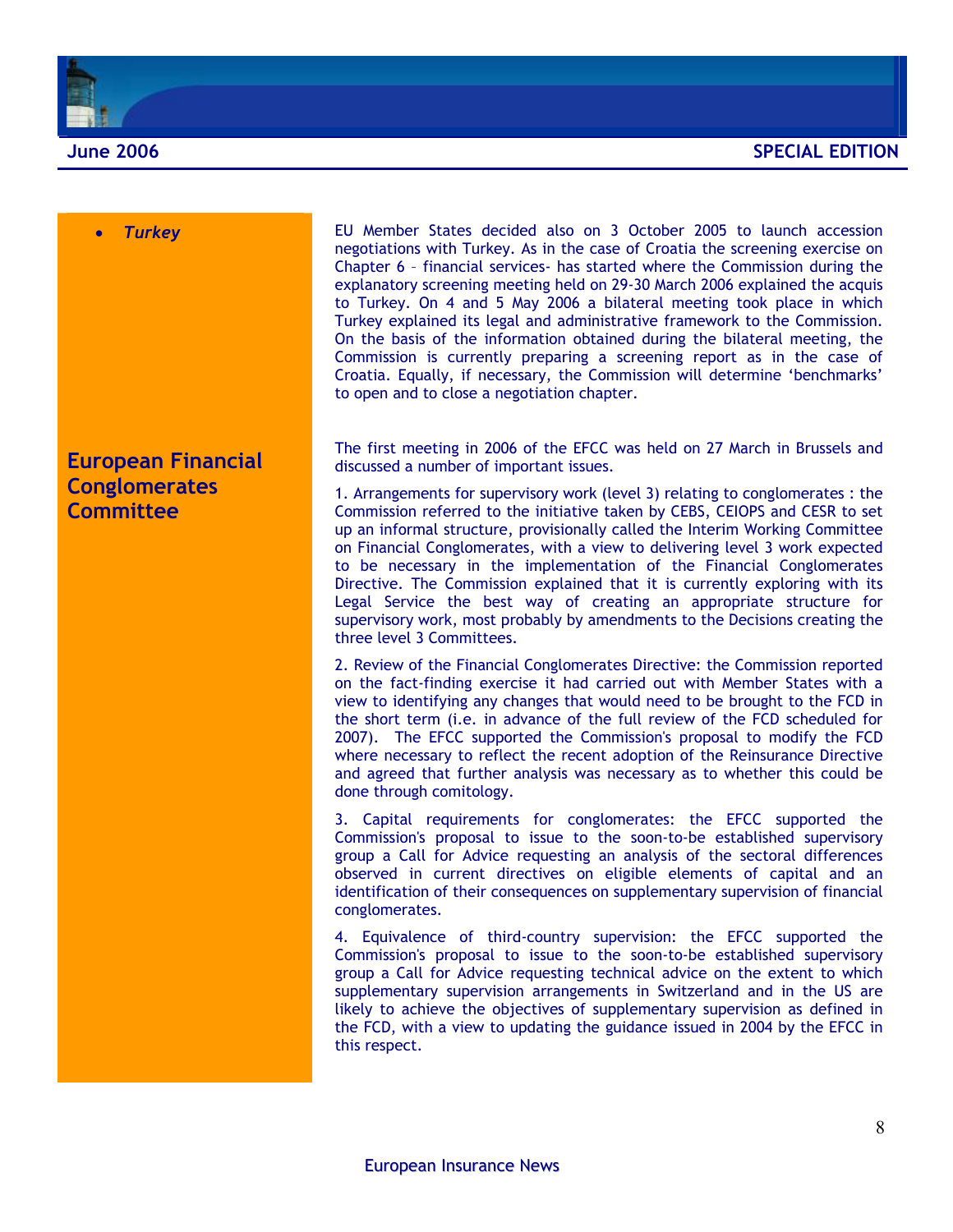- *Turkey*

EU Member States decided also on 3 October 2005 to launch accession negotiations with Turkey. As in the case of Croatia the screening exercise on Chapter 6 – financial services- has started where the Commission during the explanatory screening meeting held on 29-30 March 2006 explained the acquis to Turkey. On 4 and 5 May 2006 a bilateral meeting took place in which Turkey explained its legal and administrative framework to the Commission. On the basis of the information obtained during the bilateral meeting, the Commission is currently preparing a screening report as in the case of Croatia. Equally, if necessary, the Commission will determine 'benchmarks' to open and to close a negotiation chapter.

## European Financial Conglomerates Committee

The first meeting in 2006 of the EFCC was held on 27 March in Brussels and discussed a number of important issues.

1. Arrangements for supervisory work (level 3) relating to conglomerates : the Commission referred to the initiative taken by CEBS, CEIOPS and CESR to set up an informal structure, provisionally called the Interim Working Committee on Financial Conglomerates, with a view to delivering level 3 work expected to be necessary in the implementation of the Financial Conglomerates Directive. The Commission explained that it is currently exploring with its Legal Service the best way of creating an appropriate structure for supervisory work, most probably by amendments to the Decisions creating the three level 3 Committees.

2. Review of the Financial Conglomerates Directive: the Commission reported on the fact-finding exercise it had carried out with Member States with a view to identifying any changes that would need to be brought to the FCD in the short term (i.e. in advance of the full review of the FCD scheduled for 2007). The EFCC supported the Commission's proposal to modify the FCD where necessary to reflect the recent adoption of the Reinsurance Directive and agreed that further analysis was necessary as to whether this could be done through comitology.

3. Capital requirements for conglomerates: the EFCC supported the Commission's proposal to issue to the soon-to-be established supervisory group a Call for Advice requesting an analysis of the sectoral differences observed in current directives on eligible elements of capital and an identification of their consequences on supplementary supervision of financial conglomerates.

4. Equivalence of third-country supervision: the EFCC supported the Commission's proposal to issue to the soon-to-be established supervisory group a Call for Advice requesting technical advice on the extent to which supplementary supervision arrangements in Switzerland and in the US are likely to achieve the objectives of supplementary supervision as defined in the FCD, with a view to updating the guidance issued in 2004 by the EFCC in this respect.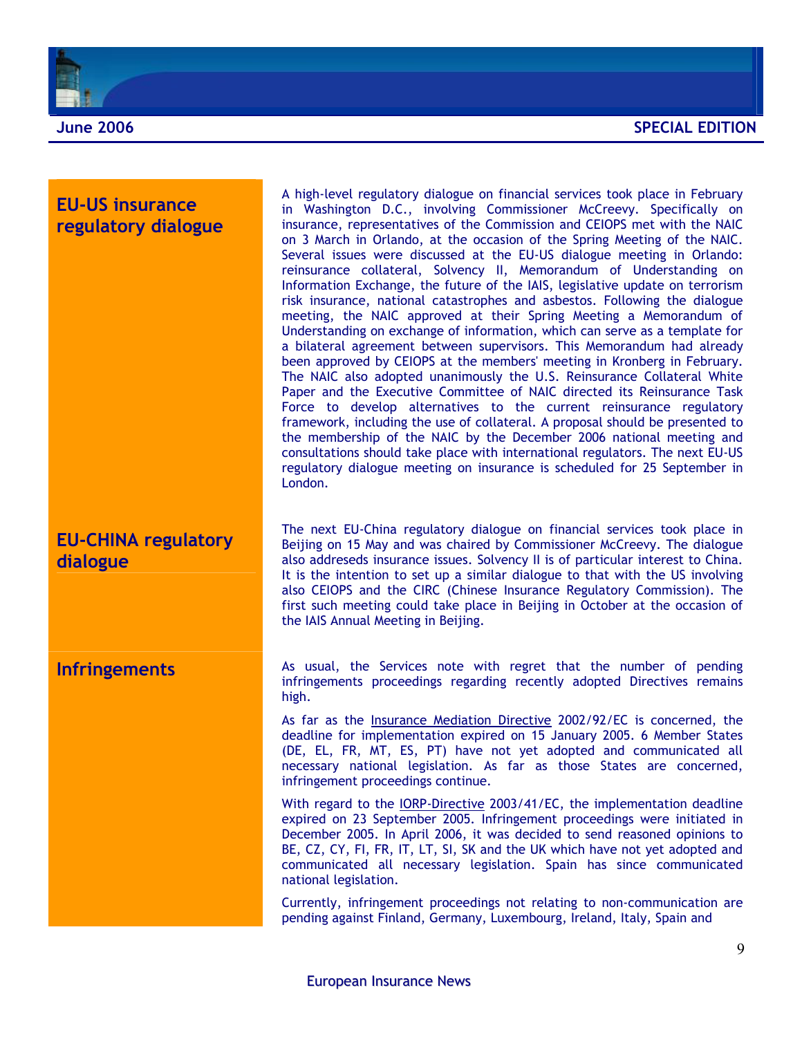## EU-US insurance regulatory dialogue

A high-level regulatory dialogue on financial services took place in February in Washington D.C., involving Commissioner McCreevy. Specifically on insurance, representatives of the Commission and CEIOPS met with the NAIC on 3 March in Orlando, at the occasion of the Spring Meeting of the NAIC. Several issues were discussed at the EU-US dialogue meeting in Orlando: reinsurance collateral, Solvency II, Memorandum of Understanding on Information Exchange, the future of the IAIS, legislative update on terrorism risk insurance, national catastrophes and asbestos. Following the dialogue meeting, the NAIC approved at their Spring Meeting a Memorandum of Understanding on exchange of information, which can serve as a template for a bilateral agreement between supervisors. This Memorandum had already been approved by CEIOPS at the members' meeting in Kronberg in February. The NAIC also adopted unanimously the U.S. Reinsurance Collateral White Paper and the Executive Committee of NAIC directed its Reinsurance Task Force to develop alternatives to the current reinsurance regulatory framework, including the use of collateral. A proposal should be presented to the membership of the NAIC by the December 2006 national meeting and consultations should take place with international regulators. The next EU-US regulatory dialogue meeting on insurance is scheduled for 25 September in London.

## EU-CHINA regulatory dialogue

The next EU-China regulatory dialogue on financial services took place in Beijing on 15 May and was chaired by Commissioner McCreevy. The dialogue also addreseds insurance issues. Solvency II is of particular interest to China. It is the intention to set up a similar dialogue to that with the US involving also CEIOPS and the CIRC (Chinese Insurance Regulatory Commission). The first such meeting could take place in Beijing in October at the occasion of the IAIS Annual Meeting in Beijing.

## Infringements

As usual, the Services note with regret that the number of pending infringements proceedings regarding recently adopted Directives remains high.

As far as the Insurance Mediation Directive 2002/92/EC is concerned, the deadline for implementation expired on 15 January 2005. 6 Member States (DE, EL, FR, MT, ES, PT) have not yet adopted and communicated all necessary national legislation. As far as those States are concerned, infringement proceedings continue.

With regard to the IORP-Directive 2003/41/EC, the implementation deadline expired on 23 September 2005. Infringement proceedings were initiated in December 2005. In April 2006, it was decided to send reasoned opinions to BE, CZ, CY, FI, FR, IT, LT, SI, SK and the UK which have not yet adopted and communicated all necessary legislation. Spain has since communicated national legislation.

Currently, infringement proceedings not relating to non-communication are pending against Finland, Germany, Luxembourg, Ireland, Italy, Spain and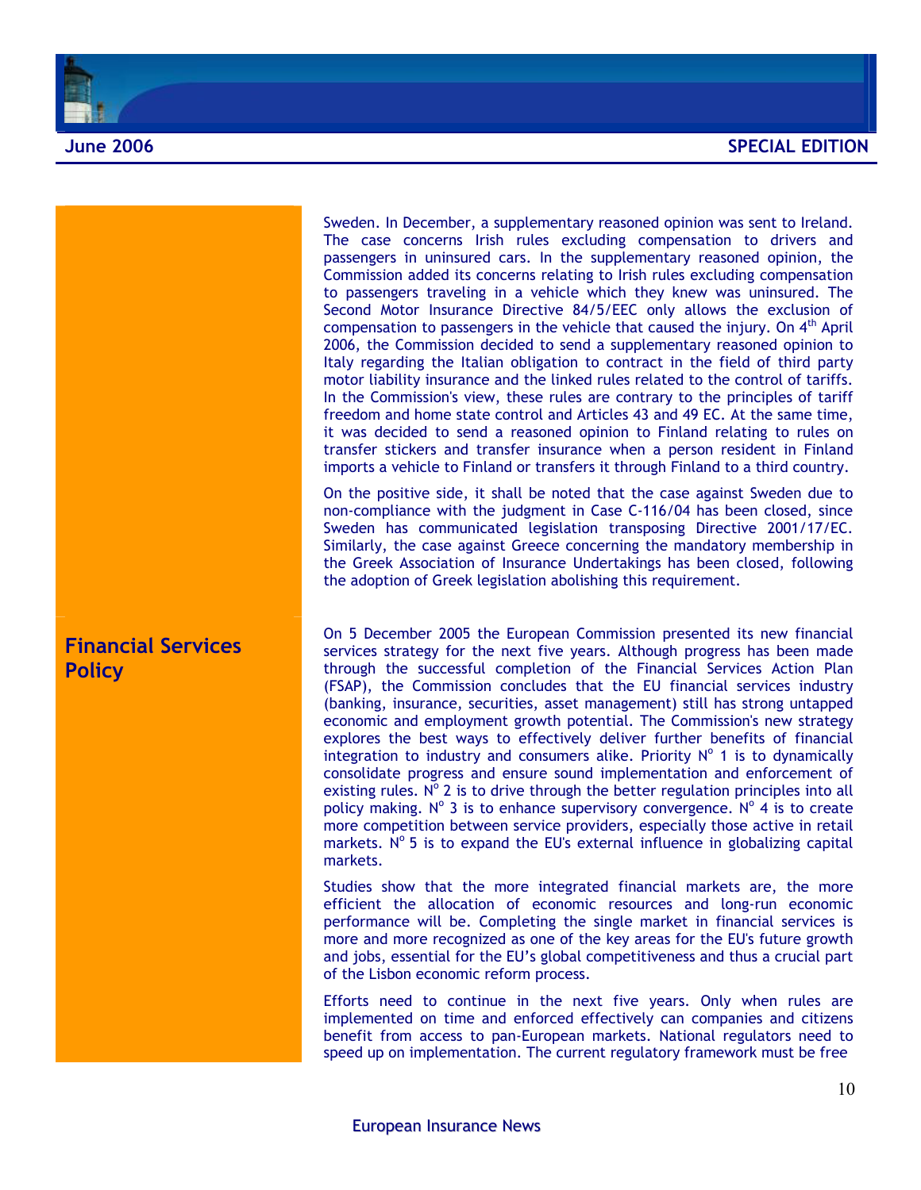Sweden. In December, a supplementary reasoned opinion was sent to Ireland. The case concerns Irish rules excluding compensation to drivers and passengers in uninsured cars. In the supplementary reasoned opinion, the Commission added its concerns relating to Irish rules excluding compensation to passengers traveling in a vehicle which they knew was uninsured. The Second Motor Insurance Directive 84/5/EEC only allows the exclusion of compensation to passengers in the vehicle that caused the injury. On 4th April 2006, the Commission decided to send a supplementary reasoned opinion to Italy regarding the Italian obligation to contract in the field of third party motor liability insurance and the linked rules related to the control of tariffs. In the Commission's view, these rules are contrary to the principles of tariff freedom and home state control and Articles 43 and 49 EC. At the same time, it was decided to send a reasoned opinion to Finland relating to rules on transfer stickers and transfer insurance when a person resident in Finland imports a vehicle to Finland or transfers it through Finland to a third country.

On the positive side, it shall be noted that the case against Sweden due to non-compliance with the judgment in Case C-116/04 has been closed, since Sweden has communicated legislation transposing Directive 2001/17/EC. Similarly, the case against Greece concerning the mandatory membership in the Greek Association of Insurance Undertakings has been closed, following the adoption of Greek legislation abolishing this requirement.

## Financial Services Policy

On 5 December 2005 the European Commission presented its new financial services strategy for the next five years. Although progress has been made through the successful completion of the Financial Services Action Plan (FSAP), the Commission concludes that the EU financial services industry (banking, insurance, securities, asset management) still has strong untapped economic and employment growth potential. The Commission's new strategy explores the best ways to effectively deliver further benefits of financial integration to industry and consumers alike. Priority N° 1 is to dynamically consolidate progress and ensure sound implementation and enforcement of existing rules. N° 2 is to drive through the better regulation principles into all policy making. N° 3 is to enhance supervisory convergence. N° 4 is to create more competition between service providers, especially those active in retail markets. N° 5 is to expand the EU's external influence in globalizing capital markets.

Studies show that the more integrated financial markets are, the more efficient the allocation of economic resources and long-run economic performance will be. Completing the single market in financial services is more and more recognized as one of the key areas for the EU's future growth and jobs, essential for the EU's global competitiveness and thus a crucial part of the Lisbon economic reform process.

Efforts need to continue in the next five years. Only when rules are implemented on time and enforced effectively can companies and citizens benefit from access to pan-European markets. National regulators need to speed up on implementation. The current regulatory framework must be free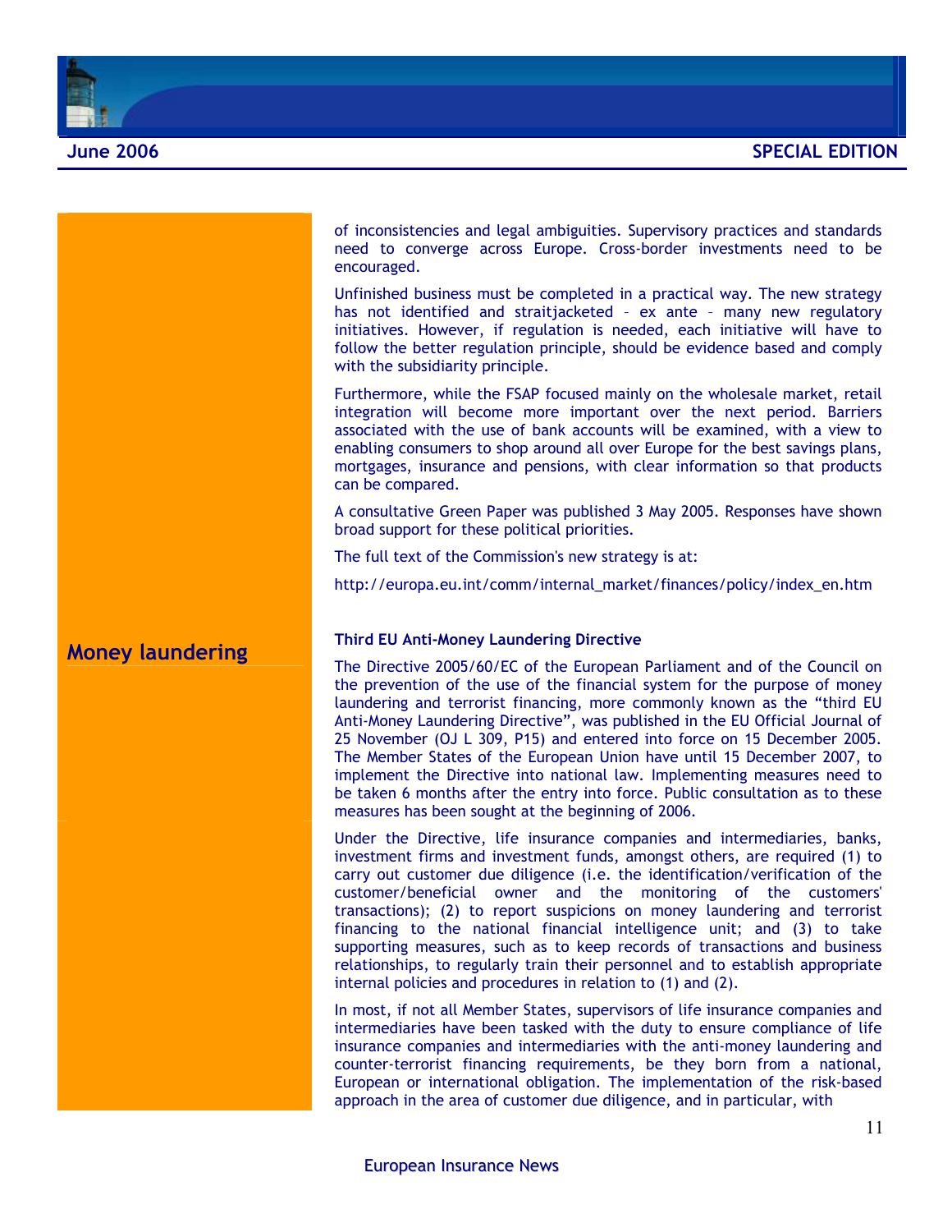of inconsistencies and legal ambiguities. Supervisory practices and standards need to converge across Europe. Cross-border investments need to be encouraged.

Unfinished business must be completed in a practical way. The new strategy has not identified and straitjacketed – ex ante – many new regulatory initiatives. However, if regulation is needed, each initiative will have to follow the better regulation principle, should be evidence based and comply with the subsidiarity principle.

Furthermore, while the FSAP focused mainly on the wholesale market, retail integration will become more important over the next period. Barriers associated with the use of bank accounts will be examined, with a view to enabling consumers to shop around all over Europe for the best savings plans, mortgages, insurance and pensions, with clear information so that products can be compared.

A consultative Green Paper was published 3 May 2005. Responses have shown broad support for these political priorities.

The full text of the Commission's new strategy is at:

http://europa.eu.int/comm/internal_market/finances/policy/index_en.htm

## Money laundering

### Third EU Anti-Money Laundering Directive

The Directive 2005/60/EC of the European Parliament and of the Council on the prevention of the use of the financial system for the purpose of money laundering and terrorist financing, more commonly known as the "third EU Anti-Money Laundering Directive", was published in the EU Official Journal of 25 November (OJ L 309, P15) and entered into force on 15 December 2005. The Member States of the European Union have until 15 December 2007, to implement the Directive into national law. Implementing measures need to be taken 6 months after the entry into force. Public consultation as to these measures has been sought at the beginning of 2006.

Under the Directive, life insurance companies and intermediaries, banks, investment firms and investment funds, amongst others, are required (1) to carry out customer due diligence (i.e. the identification/verification of the customer/beneficial owner and the monitoring of the customers' transactions); (2) to report suspicions on money laundering and terrorist financing to the national financial intelligence unit; and (3) to take supporting measures, such as to keep records of transactions and business relationships, to regularly train their personnel and to establish appropriate internal policies and procedures in relation to (1) and (2).

In most, if not all Member States, supervisors of life insurance companies and intermediaries have been tasked with the duty to ensure compliance of life insurance companies and intermediaries with the anti-money laundering and counter-terrorist financing requirements, be they born from a national, European or international obligation. The implementation of the risk-based approach in the area of customer due diligence, and in particular, with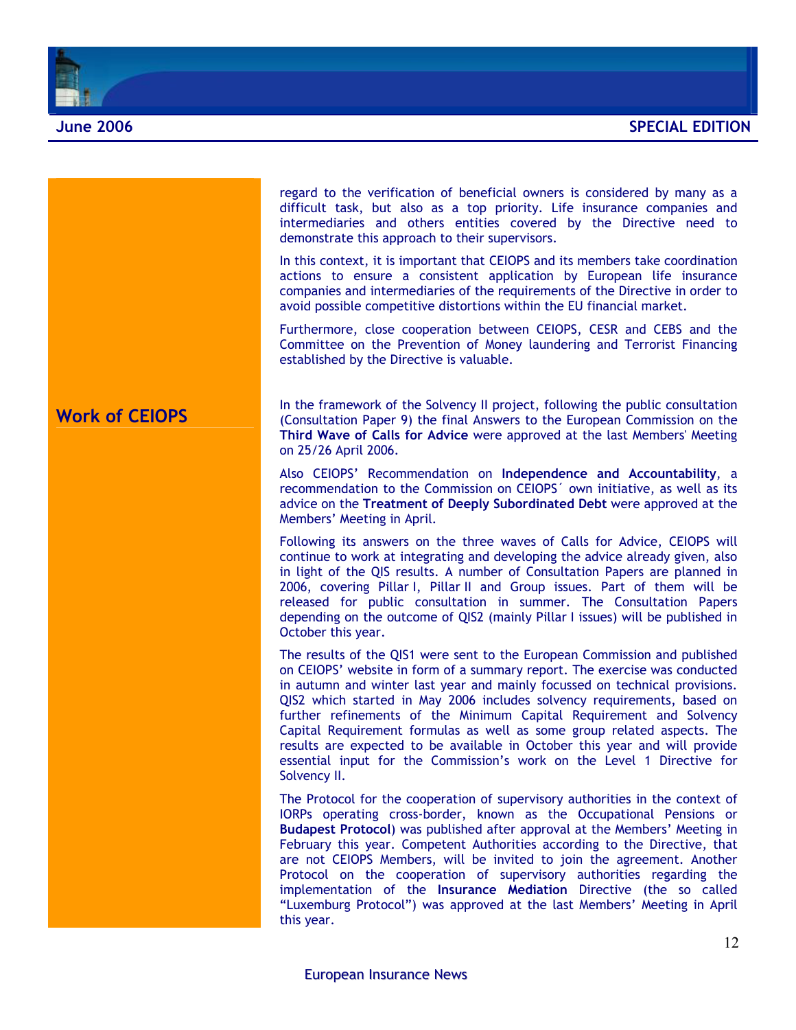regard to the verification of beneficial owners is considered by many as a difficult task, but also as a top priority. Life insurance companies and intermediaries and others entities covered by the Directive need to demonstrate this approach to their supervisors.

In this context, it is important that CEIOPS and its members take coordination actions to ensure a consistent application by European life insurance companies and intermediaries of the requirements of the Directive in order to avoid possible competitive distortions within the EU financial market.

Furthermore, close cooperation between CEIOPS, CESR and CEBS and the Committee on the Prevention of Money laundering and Terrorist Financing established by the Directive is valuable.

## Work of CEIOPS

In the framework of the Solvency II project, following the public consultation (Consultation Paper 9) the final Answers to the European Commission on the **Third Wave of Calls for Advice** were approved at the last Members' Meeting on 25/26 April 2006.

Also CEIOPS' Recommendation on **Independence and Accountability**, a recommendation to the Commission on CEIOPS´ own initiative, as well as its advice on the **Treatment of Deeply Subordinated Debt** were approved at the Members' Meeting in April.

Following its answers on the three waves of Calls for Advice, CEIOPS will continue to work at integrating and developing the advice already given, also in light of the QIS results. A number of Consultation Papers are planned in 2006, covering Pillar I, Pillar II and Group issues. Part of them will be released for public consultation in summer. The Consultation Papers depending on the outcome of QIS2 (mainly Pillar I issues) will be published in October this year.

The results of the QIS1 were sent to the European Commission and published on CEIOPS' website in form of a summary report. The exercise was conducted in autumn and winter last year and mainly focussed on technical provisions. QIS2 which started in May 2006 includes solvency requirements, based on further refinements of the Minimum Capital Requirement and Solvency Capital Requirement formulas as well as some group related aspects. The results are expected to be available in October this year and will provide essential input for the Commission's work on the Level 1 Directive for Solvency II.

The Protocol for the cooperation of supervisory authorities in the context of IORPs operating cross-border, known as the Occupational Pensions or **Budapest Protocol**) was published after approval at the Members' Meeting in February this year. Competent Authorities according to the Directive, that are not CEIOPS Members, will be invited to join the agreement. Another Protocol on the cooperation of supervisory authorities regarding the implementation of the **Insurance Mediation** Directive (the so called "Luxemburg Protocol") was approved at the last Members' Meeting in April this year.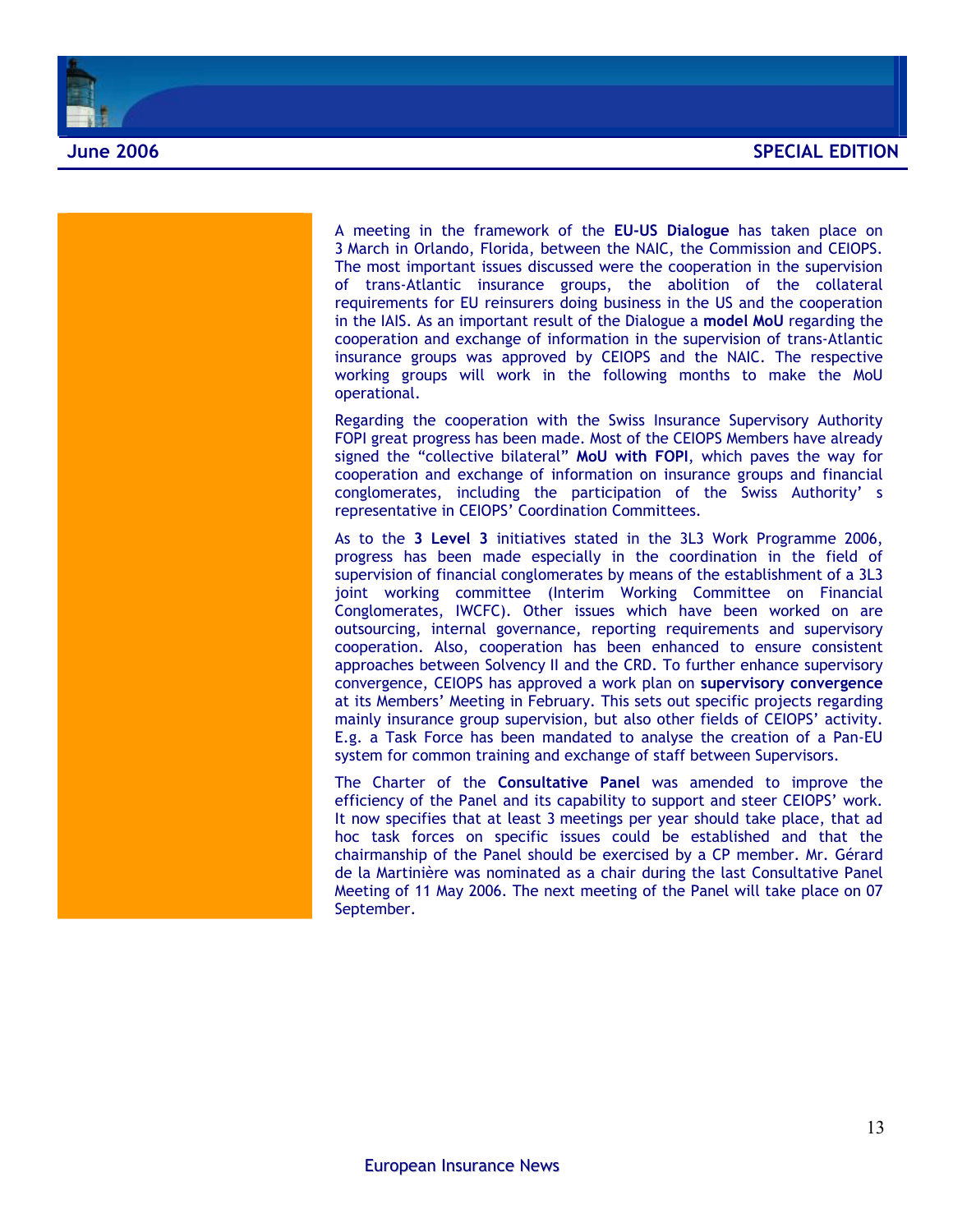A meeting in the framework of the **EU-US Dialogue** has taken place on 3 March in Orlando, Florida, between the NAIC, the Commission and CEIOPS. The most important issues discussed were the cooperation in the supervision of trans-Atlantic insurance groups, the abolition of the collateral requirements for EU reinsurers doing business in the US and the cooperation in the IAIS. As an important result of the Dialogue a **model MoU** regarding the cooperation and exchange of information in the supervision of trans-Atlantic insurance groups was approved by CEIOPS and the NAIC. The respective working groups will work in the following months to make the MoU operational.

Regarding the cooperation with the Swiss Insurance Supervisory Authority FOPI great progress has been made. Most of the CEIOPS Members have already signed the "collective bilateral" **MoU with FOPI**, which paves the way for cooperation and exchange of information on insurance groups and financial conglomerates, including the participation of the Swiss Authority' s representative in CEIOPS' Coordination Committees.

As to the **3 Level 3** initiatives stated in the 3L3 Work Programme 2006, progress has been made especially in the coordination in the field of supervision of financial conglomerates by means of the establishment of a 3L3 joint working committee (Interim Working Committee on Financial Conglomerates, IWCFC). Other issues which have been worked on are outsourcing, internal governance, reporting requirements and supervisory cooperation. Also, cooperation has been enhanced to ensure consistent approaches between Solvency II and the CRD. To further enhance supervisory convergence, CEIOPS has approved a work plan on **supervisory convergence** at its Members' Meeting in February. This sets out specific projects regarding mainly insurance group supervision, but also other fields of CEIOPS' activity. E.g. a Task Force has been mandated to analyse the creation of a Pan-EU system for common training and exchange of staff between Supervisors.

The Charter of the **Consultative Panel** was amended to improve the efficiency of the Panel and its capability to support and steer CEIOPS' work. It now specifies that at least 3 meetings per year should take place, that ad hoc task forces on specific issues could be established and that the chairmanship of the Panel should be exercised by a CP member. Mr. Gérard de la Martinière was nominated as a chair during the last Consultative Panel Meeting of 11 May 2006. The next meeting of the Panel will take place on 07 September.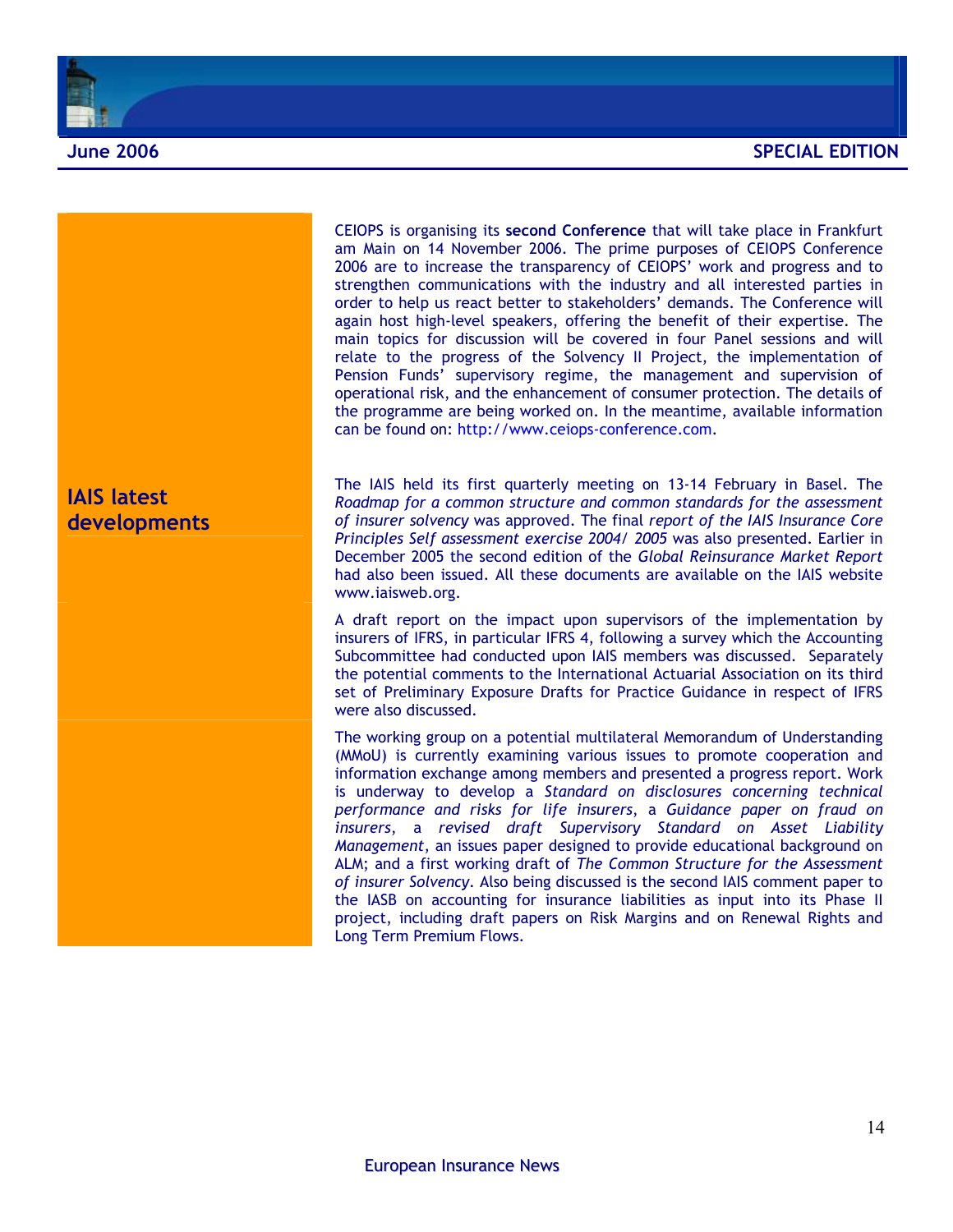CEIOPS is organising its **second Conference** that will take place in Frankfurt am Main on 14 November 2006. The prime purposes of CEIOPS Conference 2006 are to increase the transparency of CEIOPS' work and progress and to strengthen communications with the industry and all interested parties in order to help us react better to stakeholders' demands. The Conference will again host high-level speakers, offering the benefit of their expertise. The main topics for discussion will be covered in four Panel sessions and will relate to the progress of the Solvency II Project, the implementation of Pension Funds' supervisory regime, the management and supervision of operational risk, and the enhancement of consumer protection. The details of the programme are being worked on. In the meantime, available information can be found on: http://www.ceiops-conference.com.

## IAIS latest developments

The IAIS held its first quarterly meeting on 13-14 February in Basel. The *Roadmap for a common structure and common standards for the assessment of insurer solvency* was approved. The final *report of the IAIS Insurance Core Principles Self assessment exercise 2004/ 2005* was also presented. Earlier in December 2005 the second edition of the *Global Reinsurance Market Report* had also been issued. All these documents are available on the IAIS website www.iaisweb.org.

A draft report on the impact upon supervisors of the implementation by insurers of IFRS, in particular IFRS 4, following a survey which the Accounting Subcommittee had conducted upon IAIS members was discussed. Separately the potential comments to the International Actuarial Association on its third set of Preliminary Exposure Drafts for Practice Guidance in respect of IFRS were also discussed.

The working group on a potential multilateral Memorandum of Understanding (MMoU) is currently examining various issues to promote cooperation and information exchange among members and presented a progress report. Work is underway to develop a *Standard on disclosures concerning technical performance and risks for life insurers*, a *Guidance paper on fraud on insurers*, a *revised draft Supervisory Standard on Asset Liability Management*, an issues paper designed to provide educational background on ALM; and a first working draft of *The Common Structure for the Assessment of insurer Solvency*. Also being discussed is the second IAIS comment paper to the IASB on accounting for insurance liabilities as input into its Phase II project, including draft papers on Risk Margins and on Renewal Rights and Long Term Premium Flows.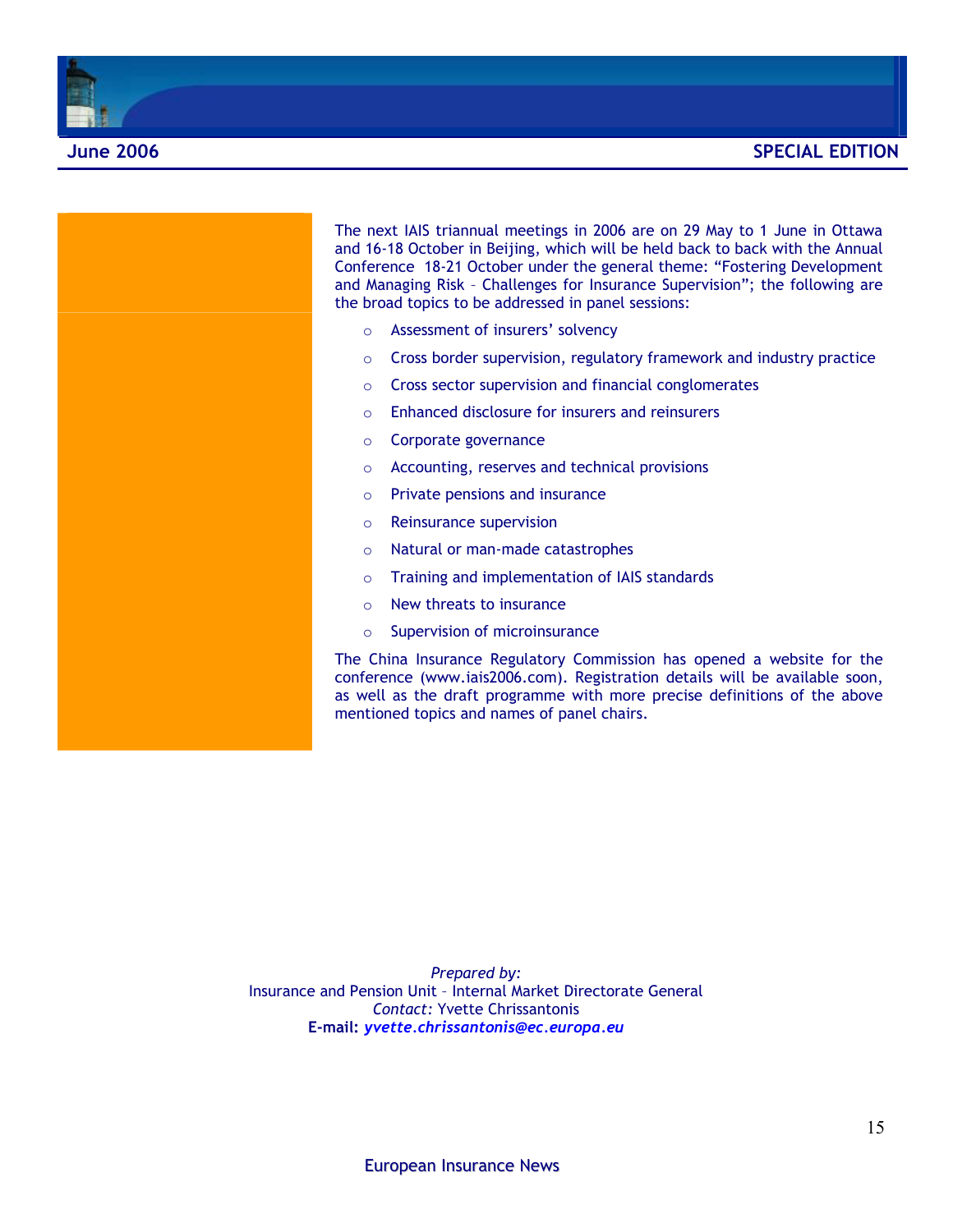The next IAIS triannual meetings in 2006 are on 29 May to 1 June in Ottawa and 16-18 October in Beijing, which will be held back to back with the Annual Conference 18-21 October under the general theme: "Fostering Development and Managing Risk – Challenges for Insurance Supervision"; the following are the broad topics to be addressed in panel sessions:

- Assessment of insurers' solvency
- Cross border supervision, regulatory framework and industry practice
- Cross sector supervision and financial conglomerates
- Enhanced disclosure for insurers and reinsurers
- Corporate governance
- Accounting, reserves and technical provisions
- Private pensions and insurance
- Reinsurance supervision
- Natural or man-made catastrophes
- Training and implementation of IAIS standards
- New threats to insurance
- Supervision of microinsurance

The China Insurance Regulatory Commission has opened a website for the conference (www.iais2006.com). Registration details will be available soon, as well as the draft programme with more precise definitions of the above mentioned topics and names of panel chairs.

*Prepared by:*
Insurance and Pension Unit – Internal Market Directorate General
*Contact:* Yvette Chrissantonis
**E-mail:** ***yvette.chrissantonis@ec.europa.eu***